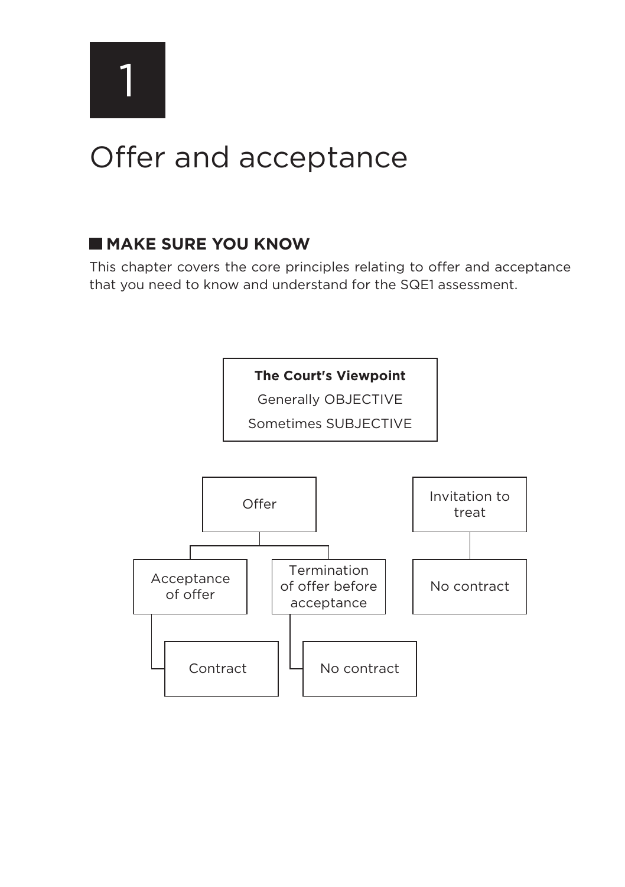# 1

# Offer and acceptance

## MAKE SURE YOU KNOW

This chapter covers the core principles relating to offer and acceptance that you need to know and understand for the SQE1 assessment.

**The Court's Viewpoint**

Generally OBJECTIVE

Sometimes SUBJECTIVE

Offer

- Acceptance of offer
  - Contract
- Termination of offer before acceptance
  - No contract

Invitation to treat

- No contract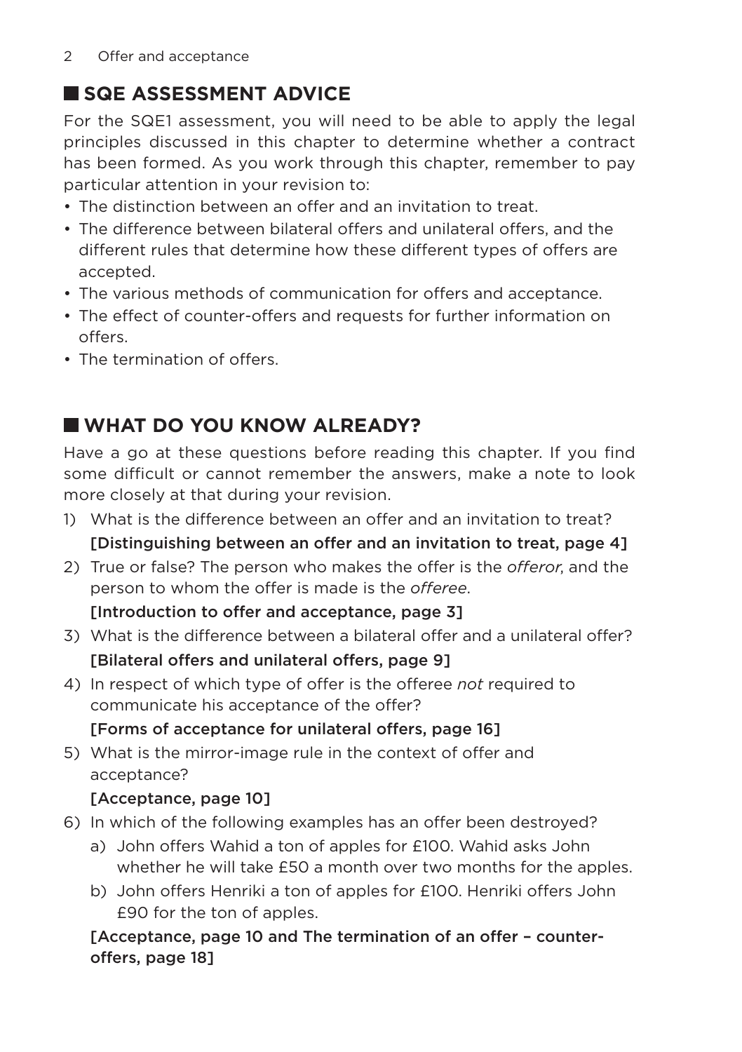## SQE ASSESSMENT ADVICE

For the SQE1 assessment, you will need to be able to apply the legal principles discussed in this chapter to determine whether a contract has been formed. As you work through this chapter, remember to pay particular attention in your revision to:

- The distinction between an offer and an invitation to treat.
- The difference between bilateral offers and unilateral offers, and the different rules that determine how these different types of offers are accepted.
- The various methods of communication for offers and acceptance.
- The effect of counter-offers and requests for further information on offers.
- The termination of offers.

## WHAT DO YOU KNOW ALREADY?

Have a go at these questions before reading this chapter. If you find some difficult or cannot remember the answers, make a note to look more closely at that during your revision.

1) What is the difference between an offer and an invitation to treat?
   **[Distinguishing between an offer and an invitation to treat, page 4]**
2) True or false? The person who makes the offer is the *offeror*, and the person to whom the offer is made is the *offeree*.
   **[Introduction to offer and acceptance, page 3]**
3) What is the difference between a bilateral offer and a unilateral offer?
   **[Bilateral offers and unilateral offers, page 9]**
4) In respect of which type of offer is the offeree *not* required to communicate his acceptance of the offer?
   **[Forms of acceptance for unilateral offers, page 16]**
5) What is the mirror-image rule in the context of offer and acceptance?
   **[Acceptance, page 10]**
6) In which of the following examples has an offer been destroyed?
   a) John offers Wahid a ton of apples for £100. Wahid asks John whether he will take £50 a month over two months for the apples.
   b) John offers Henriki a ton of apples for £100. Henriki offers John £90 for the ton of apples.

   **[Acceptance, page 10 and The termination of an offer – counter-offers, page 18]**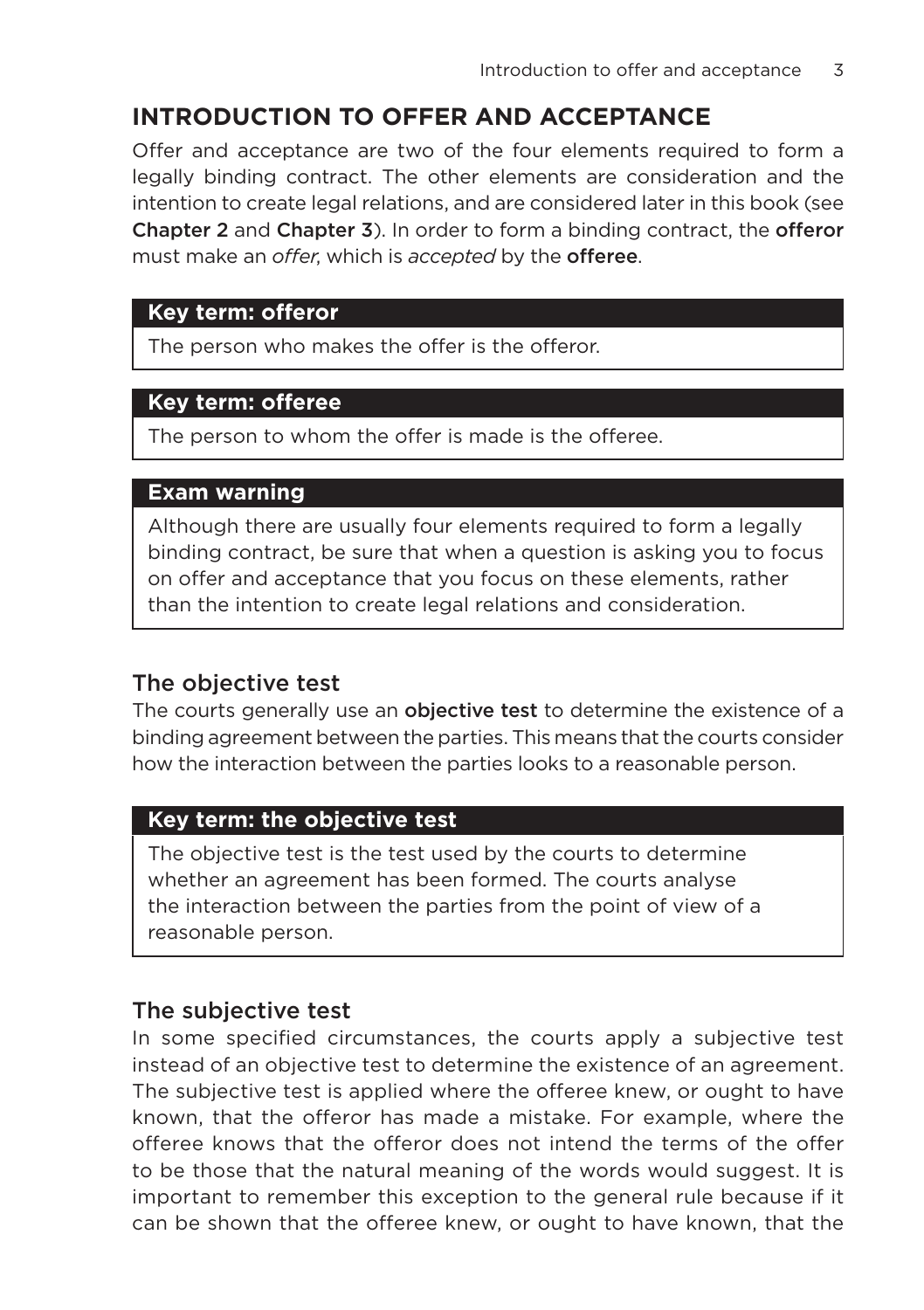## INTRODUCTION TO OFFER AND ACCEPTANCE

Offer and acceptance are two of the four elements required to form a legally binding contract. The other elements are consideration and the intention to create legal relations, and are considered later in this book (see **Chapter 2** and **Chapter 3**). In order to form a binding contract, the **offeror** must make an *offer*, which is *accepted* by the **offeree**.

**Key term: offeror**

The person who makes the offer is the offeror.

**Key term: offeree**

The person to whom the offer is made is the offeree.

**Exam warning**

Although there are usually four elements required to form a legally binding contract, be sure that when a question is asking you to focus on offer and acceptance that you focus on these elements, rather than the intention to create legal relations and consideration.

### The objective test

The courts generally use an **objective test** to determine the existence of a binding agreement between the parties. This means that the courts consider how the interaction between the parties looks to a reasonable person.

**Key term: the objective test**

The objective test is the test used by the courts to determine whether an agreement has been formed. The courts analyse the interaction between the parties from the point of view of a reasonable person.

### The subjective test

In some specified circumstances, the courts apply a subjective test instead of an objective test to determine the existence of an agreement. The subjective test is applied where the offeree knew, or ought to have known, that the offeror has made a mistake. For example, where the offeree knows that the offeror does not intend the terms of the offer to be those that the natural meaning of the words would suggest. It is important to remember this exception to the general rule because if it can be shown that the offeree knew, or ought to have known, that the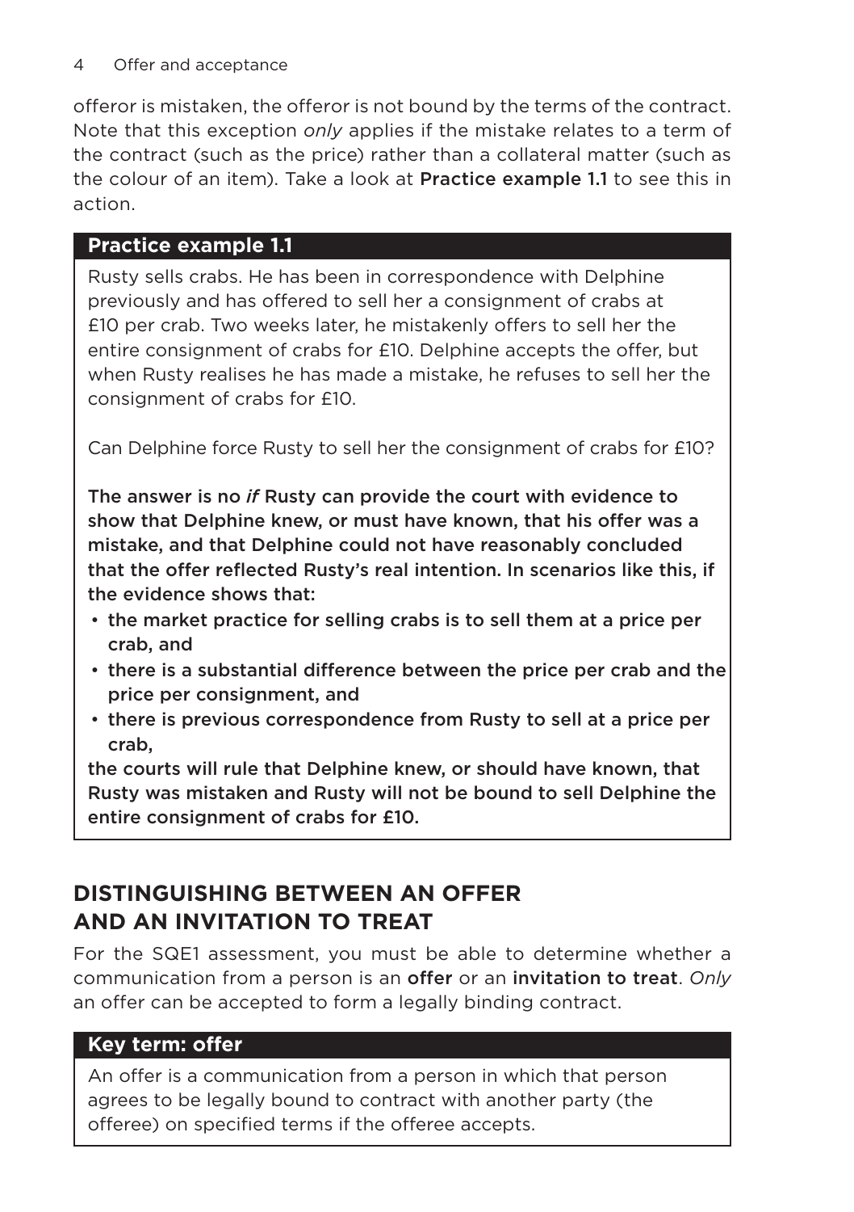offeror is mistaken, the offeror is not bound by the terms of the contract. Note that this exception *only* applies if the mistake relates to a term of the contract (such as the price) rather than a collateral matter (such as the colour of an item). Take a look at **Practice example 1.1** to see this in action.

**Practice example 1.1**

Rusty sells crabs. He has been in correspondence with Delphine previously and has offered to sell her a consignment of crabs at £10 per crab. Two weeks later, he mistakenly offers to sell her the entire consignment of crabs for £10. Delphine accepts the offer, but when Rusty realises he has made a mistake, he refuses to sell her the consignment of crabs for £10.

Can Delphine force Rusty to sell her the consignment of crabs for £10?

**The answer is no *if* Rusty can provide the court with evidence to show that Delphine knew, or must have known, that his offer was a mistake, and that Delphine could not have reasonably concluded that the offer reflected Rusty's real intention. In scenarios like this, if the evidence shows that:**

- **the market practice for selling crabs is to sell them at a price per crab, and**
- **there is a substantial difference between the price per crab and the price per consignment, and**
- **there is previous correspondence from Rusty to sell at a price per crab,**

**the courts will rule that Delphine knew, or should have known, that Rusty was mistaken and Rusty will not be bound to sell Delphine the entire consignment of crabs for £10.**

## DISTINGUISHING BETWEEN AN OFFER AND AN INVITATION TO TREAT

For the SQE1 assessment, you must be able to determine whether a communication from a person is an **offer** or an **invitation to treat**. *Only* an offer can be accepted to form a legally binding contract.

**Key term: offer**

An offer is a communication from a person in which that person agrees to be legally bound to contract with another party (the offeree) on specified terms if the offeree accepts.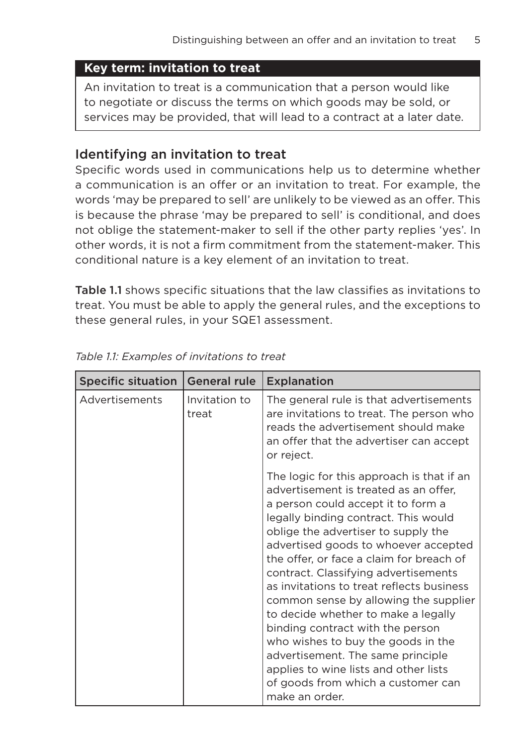**Key term: invitation to treat**

An invitation to treat is a communication that a person would like to negotiate or discuss the terms on which goods may be sold, or services may be provided, that will lead to a contract at a later date.

## Identifying an invitation to treat

Specific words used in communications help us to determine whether a communication is an offer or an invitation to treat. For example, the words 'may be prepared to sell' are unlikely to be viewed as an offer. This is because the phrase 'may be prepared to sell' is conditional, and does not oblige the statement-maker to sell if the other party replies 'yes'. In other words, it is not a firm commitment from the statement-maker. This conditional nature is a key element of an invitation to treat.

**Table 1.1** shows specific situations that the law classifies as invitations to treat. You must be able to apply the general rules, and the exceptions to these general rules, in your SQE1 assessment.

*Table 1.1: Examples of invitations to treat*

| Specific situation | General rule | Explanation |
| --- | --- | --- |
| Advertisements | Invitation to treat | The general rule is that advertisements are invitations to treat. The person who reads the advertisement should make an offer that the advertiser can accept or reject.<br><br>The logic for this approach is that if an advertisement is treated as an offer, a person could accept it to form a legally binding contract. This would oblige the advertiser to supply the advertised goods to whoever accepted the offer, or face a claim for breach of contract. Classifying advertisements as invitations to treat reflects business common sense by allowing the supplier to decide whether to make a legally binding contract with the person who wishes to buy the goods in the advertisement. The same principle applies to wine lists and other lists of goods from which a customer can make an order. |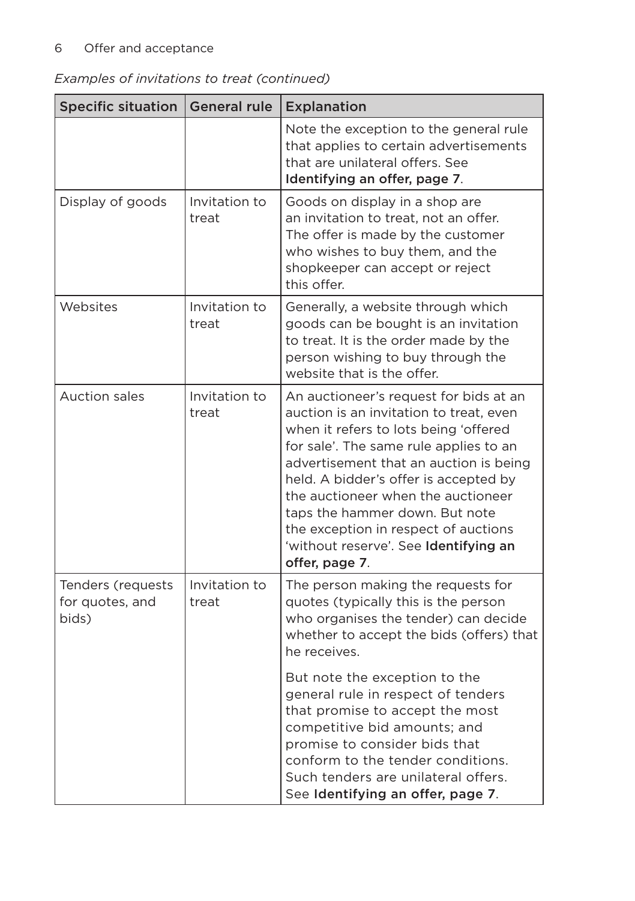*Examples of invitations to treat (continued)*

| Specific situation | General rule | Explanation |
| --- | --- | --- |
| | | Note the exception to the general rule that applies to certain advertisements that are unilateral offers. See **Identifying an offer, page 7**. |
| Display of goods | Invitation to treat | Goods on display in a shop are an invitation to treat, not an offer. The offer is made by the customer who wishes to buy them, and the shopkeeper can accept or reject this offer. |
| Websites | Invitation to treat | Generally, a website through which goods can be bought is an invitation to treat. It is the order made by the person wishing to buy through the website that is the offer. |
| Auction sales | Invitation to treat | An auctioneer's request for bids at an auction is an invitation to treat, even when it refers to lots being 'offered for sale'. The same rule applies to an advertisement that an auction is being held. A bidder's offer is accepted by the auctioneer when the auctioneer taps the hammer down. But note the exception in respect of auctions 'without reserve'. See **Identifying an offer, page 7**. |
| Tenders (requests for quotes, and bids) | Invitation to treat | The person making the requests for quotes (typically this is the person who organises the tender) can decide whether to accept the bids (offers) that he receives.<br><br>But note the exception to the general rule in respect of tenders that promise to accept the most competitive bid amounts; and promise to consider bids that conform to the tender conditions. Such tenders are unilateral offers. See **Identifying an offer, page 7**. |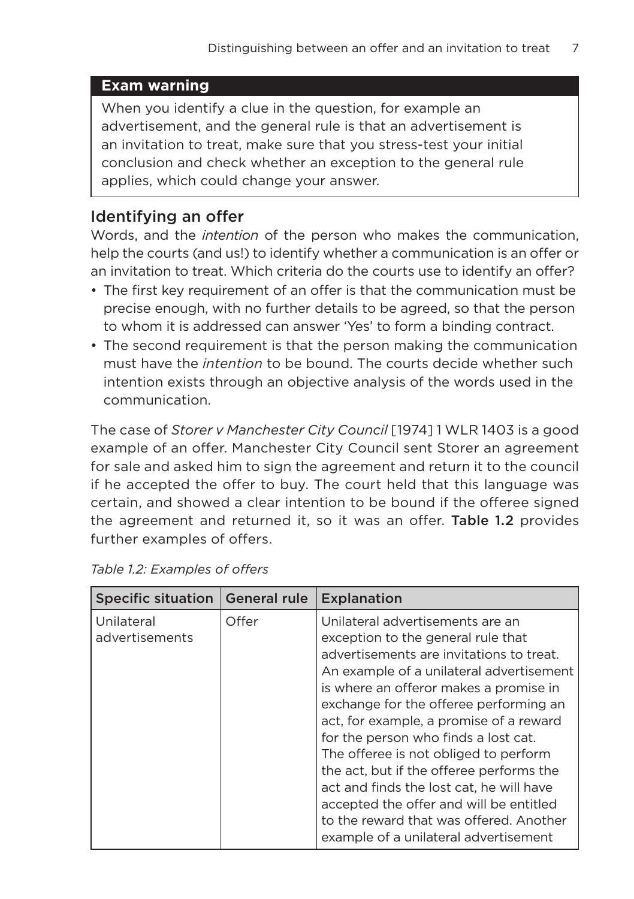**Exam warning**

When you identify a clue in the question, for example an advertisement, and the general rule is that an advertisement is an invitation to treat, make sure that you stress-test your initial conclusion and check whether an exception to the general rule applies, which could change your answer.

## Identifying an offer

Words, and the *intention* of the person who makes the communication, help the courts (and us!) to identify whether a communication is an offer or an invitation to treat. Which criteria do the courts use to identify an offer?

- The first key requirement of an offer is that the communication must be precise enough, with no further details to be agreed, so that the person to whom it is addressed can answer 'Yes' to form a binding contract.
- The second requirement is that the person making the communication must have the *intention* to be bound. The courts decide whether such intention exists through an objective analysis of the words used in the communication.

The case of *Storer v Manchester City Council* [1974] 1 WLR 1403 is a good example of an offer. Manchester City Council sent Storer an agreement for sale and asked him to sign the agreement and return it to the council if he accepted the offer to buy. The court held that this language was certain, and showed a clear intention to be bound if the offeree signed the agreement and returned it, so it was an offer. **Table 1.2** provides further examples of offers.

*Table 1.2: Examples of offers*

| Specific situation | General rule | Explanation |
|---|---|---|
| Unilateral advertisements | Offer | Unilateral advertisements are an exception to the general rule that advertisements are invitations to treat. An example of a unilateral advertisement is where an offeror makes a promise in exchange for the offeree performing an act, for example, a promise of a reward for the person who finds a lost cat. The offeree is not obliged to perform the act, but if the offeree performs the act and finds the lost cat, he will have accepted the offer and will be entitled to the reward that was offered. Another example of a unilateral advertisement |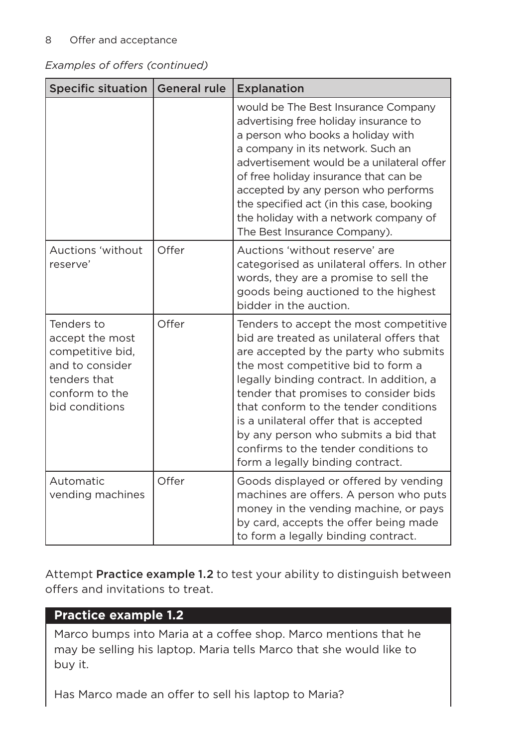*Examples of offers (continued)*

| Specific situation | General rule | Explanation |
|---|---|---|
| | | would be The Best Insurance Company advertising free holiday insurance to a person who books a holiday with a company in its network. Such an advertisement would be a unilateral offer of free holiday insurance that can be accepted by any person who performs the specified act (in this case, booking the holiday with a network company of The Best Insurance Company). |
| Auctions 'without reserve' | Offer | Auctions 'without reserve' are categorised as unilateral offers. In other words, they are a promise to sell the goods being auctioned to the highest bidder in the auction. |
| Tenders to accept the most competitive bid, and to consider tenders that conform to the bid conditions | Offer | Tenders to accept the most competitive bid are treated as unilateral offers that are accepted by the party who submits the most competitive bid to form a legally binding contract. In addition, a tender that promises to consider bids that conform to the tender conditions is a unilateral offer that is accepted by any person who submits a bid that confirms to the tender conditions to form a legally binding contract. |
| Automatic vending machines | Offer | Goods displayed or offered by vending machines are offers. A person who puts money in the vending machine, or pays by card, accepts the offer being made to form a legally binding contract. |

Attempt **Practice example 1.2** to test your ability to distinguish between offers and invitations to treat.

### Practice example 1.2

Marco bumps into Maria at a coffee shop. Marco mentions that he may be selling his laptop. Maria tells Marco that she would like to buy it.

Has Marco made an offer to sell his laptop to Maria?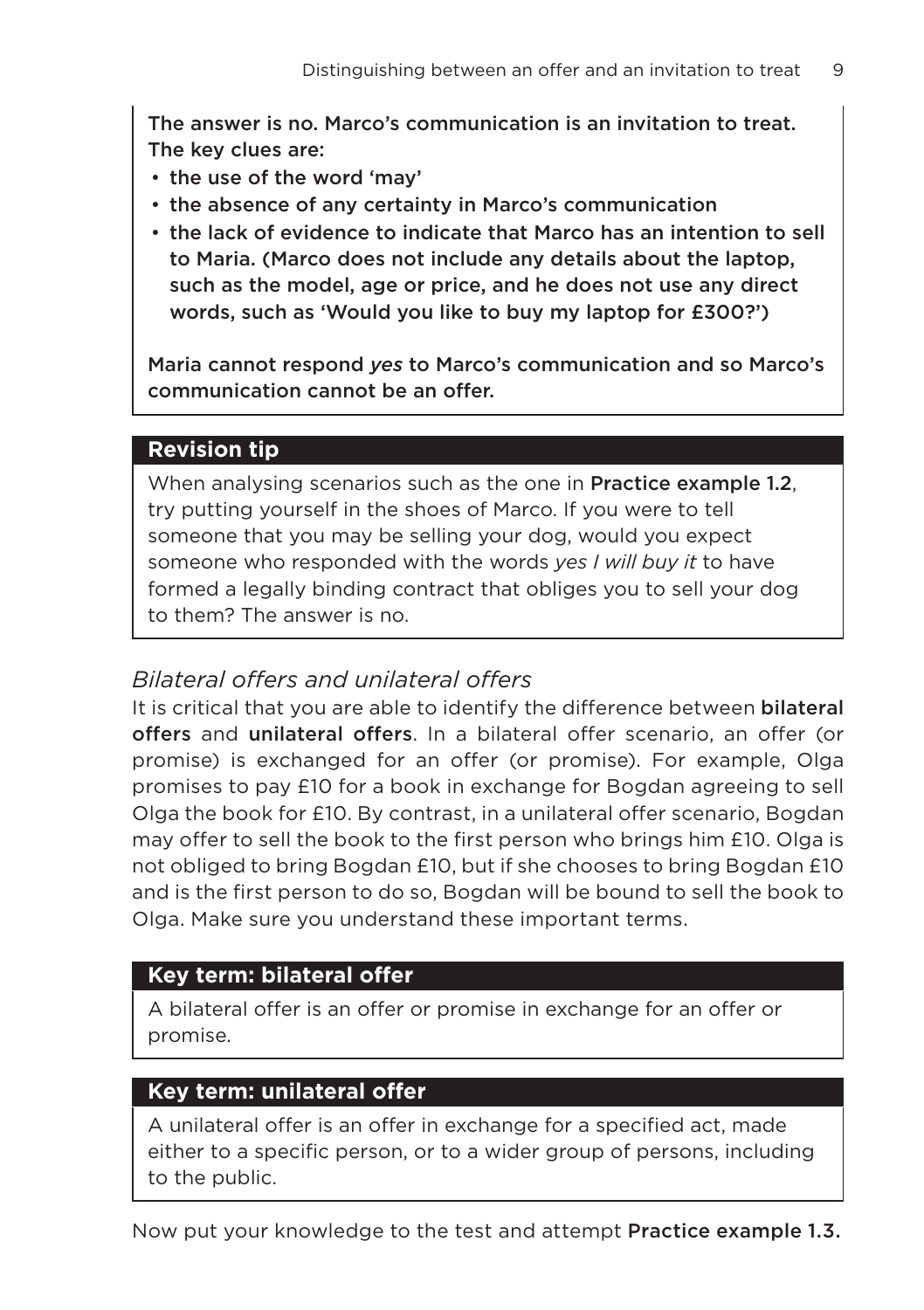The answer is no. Marco's communication is an invitation to treat. The key clues are:

- the use of the word 'may'
- the absence of any certainty in Marco's communication
- the lack of evidence to indicate that Marco has an intention to sell to Maria. (Marco does not include any details about the laptop, such as the model, age or price, and he does not use any direct words, such as 'Would you like to buy my laptop for £300?')

Maria cannot respond *yes* to Marco's communication and so Marco's communication cannot be an offer.

**Revision tip**

When analysing scenarios such as the one in **Practice example 1.2**, try putting yourself in the shoes of Marco. If you were to tell someone that you may be selling your dog, would you expect someone who responded with the words *yes I will buy it* to have formed a legally binding contract that obliges you to sell your dog to them? The answer is no.

### *Bilateral offers and unilateral offers*

It is critical that you are able to identify the difference between **bilateral offers** and **unilateral offers**. In a bilateral offer scenario, an offer (or promise) is exchanged for an offer (or promise). For example, Olga promises to pay £10 for a book in exchange for Bogdan agreeing to sell Olga the book for £10. By contrast, in a unilateral offer scenario, Bogdan may offer to sell the book to the first person who brings him £10. Olga is not obliged to bring Bogdan £10, but if she chooses to bring Bogdan £10 and is the first person to do so, Bogdan will be bound to sell the book to Olga. Make sure you understand these important terms.

**Key term: bilateral offer**

A bilateral offer is an offer or promise in exchange for an offer or promise.

**Key term: unilateral offer**

A unilateral offer is an offer in exchange for a specified act, made either to a specific person, or to a wider group of persons, including to the public.

Now put your knowledge to the test and attempt **Practice example 1.3.**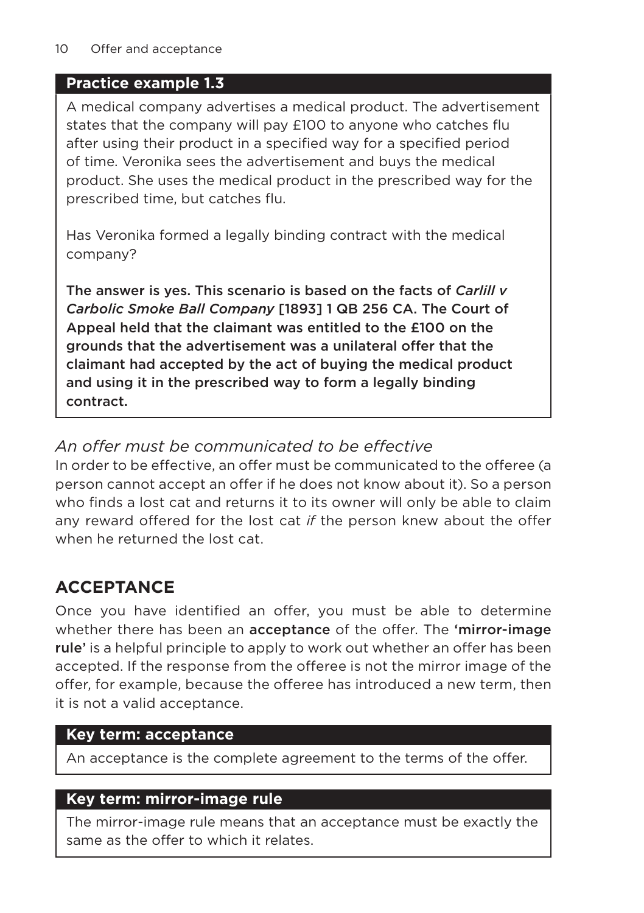**Practice example 1.3**

A medical company advertises a medical product. The advertisement states that the company will pay £100 to anyone who catches flu after using their product in a specified way for a specified period of time. Veronika sees the advertisement and buys the medical product. She uses the medical product in the prescribed way for the prescribed time, but catches flu.

Has Veronika formed a legally binding contract with the medical company?

**The answer is yes. This scenario is based on the facts of *Carlill v Carbolic Smoke Ball Company* [1893] 1 QB 256 CA. The Court of Appeal held that the claimant was entitled to the £100 on the grounds that the advertisement was a unilateral offer that the claimant had accepted by the act of buying the medical product and using it in the prescribed way to form a legally binding contract.**

### *An offer must be communicated to be effective*

In order to be effective, an offer must be communicated to the offeree (a person cannot accept an offer if he does not know about it). So a person who finds a lost cat and returns it to its owner will only be able to claim any reward offered for the lost cat *if* the person knew about the offer when he returned the lost cat.

## ACCEPTANCE

Once you have identified an offer, you must be able to determine whether there has been an **acceptance** of the offer. The **'mirror-image rule'** is a helpful principle to apply to work out whether an offer has been accepted. If the response from the offeree is not the mirror image of the offer, for example, because the offeree has introduced a new term, then it is not a valid acceptance.

**Key term: acceptance**

An acceptance is the complete agreement to the terms of the offer.

**Key term: mirror-image rule**

The mirror-image rule means that an acceptance must be exactly the same as the offer to which it relates.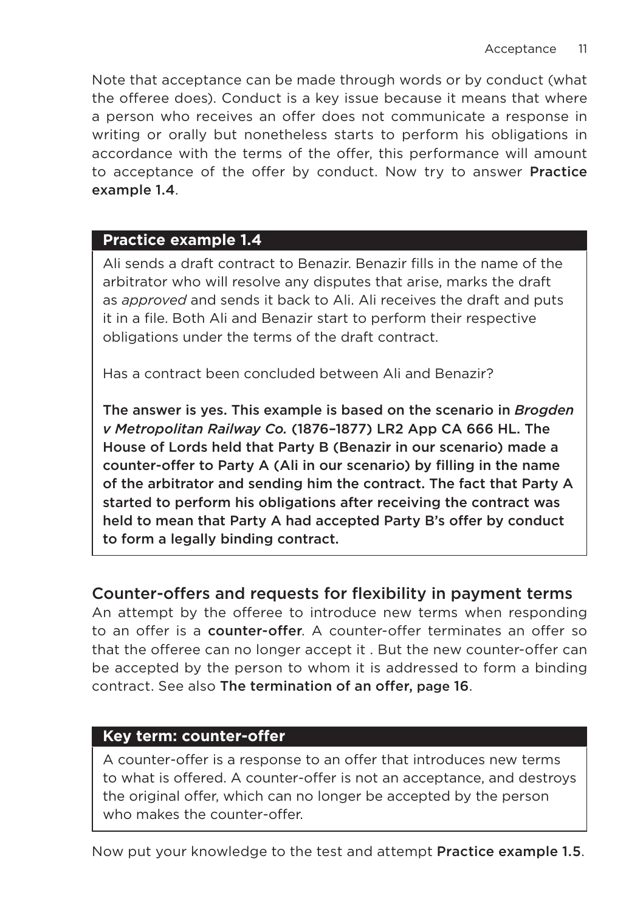Note that acceptance can be made through words or by conduct (what the offeree does). Conduct is a key issue because it means that where a person who receives an offer does not communicate a response in writing or orally but nonetheless starts to perform his obligations in accordance with the terms of the offer, this performance will amount to acceptance of the offer by conduct. Now try to answer **Practice example 1.4**.

> **Practice example 1.4**
>
> Ali sends a draft contract to Benazir. Benazir fills in the name of the arbitrator who will resolve any disputes that arise, marks the draft as *approved* and sends it back to Ali. Ali receives the draft and puts it in a file. Both Ali and Benazir start to perform their respective obligations under the terms of the draft contract.
>
> Has a contract been concluded between Ali and Benazir?
>
> **The answer is yes. This example is based on the scenario in *Brogden v Metropolitan Railway Co.* (1876–1877) LR2 App CA 666 HL. The House of Lords held that Party B (Benazir in our scenario) made a counter-offer to Party A (Ali in our scenario) by filling in the name of the arbitrator and sending him the contract. The fact that Party A started to perform his obligations after receiving the contract was held to mean that Party A had accepted Party B's offer by conduct to form a legally binding contract.**

## Counter-offers and requests for flexibility in payment terms

An attempt by the offeree to introduce new terms when responding to an offer is a **counter-offer**. A counter-offer terminates an offer so that the offeree can no longer accept it . But the new counter-offer can be accepted by the person to whom it is addressed to form a binding contract. See also **The termination of an offer, page 16**.

> **Key term: counter-offer**
>
> A counter-offer is a response to an offer that introduces new terms to what is offered. A counter-offer is not an acceptance, and destroys the original offer, which can no longer be accepted by the person who makes the counter-offer.

Now put your knowledge to the test and attempt **Practice example 1.5**.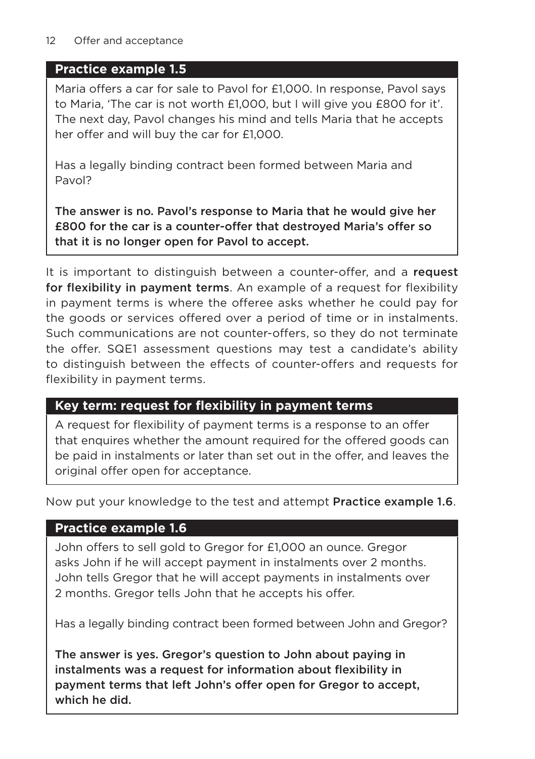### Practice example 1.5

Maria offers a car for sale to Pavol for £1,000. In response, Pavol says to Maria, 'The car is not worth £1,000, but I will give you £800 for it'. The next day, Pavol changes his mind and tells Maria that he accepts her offer and will buy the car for £1,000.

Has a legally binding contract been formed between Maria and Pavol?

**The answer is no. Pavol's response to Maria that he would give her £800 for the car is a counter-offer that destroyed Maria's offer so that it is no longer open for Pavol to accept.**

It is important to distinguish between a counter-offer, and a **request for flexibility in payment terms**. An example of a request for flexibility in payment terms is where the offeree asks whether he could pay for the goods or services offered over a period of time or in instalments. Such communications are not counter-offers, so they do not terminate the offer. SQE1 assessment questions may test a candidate's ability to distinguish between the effects of counter-offers and requests for flexibility in payment terms.

### Key term: request for flexibility in payment terms

A request for flexibility of payment terms is a response to an offer that enquires whether the amount required for the offered goods can be paid in instalments or later than set out in the offer, and leaves the original offer open for acceptance.

Now put your knowledge to the test and attempt **Practice example 1.6**.

### Practice example 1.6

John offers to sell gold to Gregor for £1,000 an ounce. Gregor asks John if he will accept payment in instalments over 2 months. John tells Gregor that he will accept payments in instalments over 2 months. Gregor tells John that he accepts his offer.

Has a legally binding contract been formed between John and Gregor?

**The answer is yes. Gregor's question to John about paying in instalments was a request for information about flexibility in payment terms that left John's offer open for Gregor to accept, which he did.**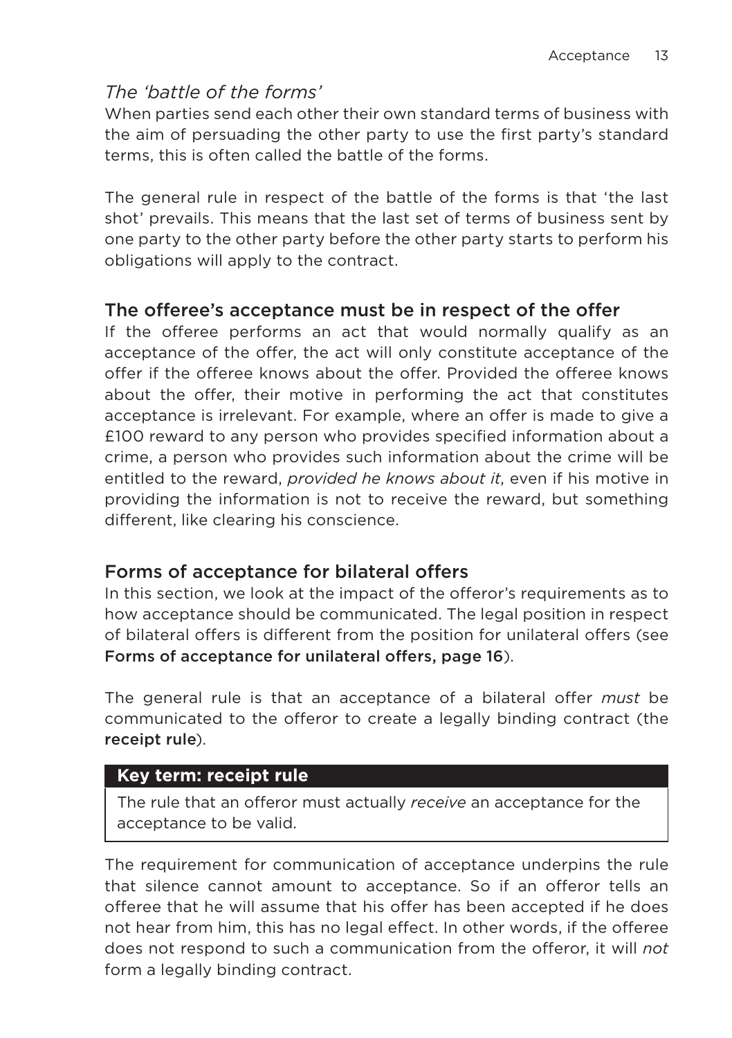### *The 'battle of the forms'*

When parties send each other their own standard terms of business with the aim of persuading the other party to use the first party's standard terms, this is often called the battle of the forms.

The general rule in respect of the battle of the forms is that 'the last shot' prevails. This means that the last set of terms of business sent by one party to the other party before the other party starts to perform his obligations will apply to the contract.

## The offeree's acceptance must be in respect of the offer

If the offeree performs an act that would normally qualify as an acceptance of the offer, the act will only constitute acceptance of the offer if the offeree knows about the offer. Provided the offeree knows about the offer, their motive in performing the act that constitutes acceptance is irrelevant. For example, where an offer is made to give a £100 reward to any person who provides specified information about a crime, a person who provides such information about the crime will be entitled to the reward, *provided he knows about it*, even if his motive in providing the information is not to receive the reward, but something different, like clearing his conscience.

## Forms of acceptance for bilateral offers

In this section, we look at the impact of the offeror's requirements as to how acceptance should be communicated. The legal position in respect of bilateral offers is different from the position for unilateral offers (see **Forms of acceptance for unilateral offers, page 16**).

The general rule is that an acceptance of a bilateral offer *must* be communicated to the offeror to create a legally binding contract (the **receipt rule**).

> **Key term: receipt rule**
>
> The rule that an offeror must actually *receive* an acceptance for the acceptance to be valid.

The requirement for communication of acceptance underpins the rule that silence cannot amount to acceptance. So if an offeror tells an offeree that he will assume that his offer has been accepted if he does not hear from him, this has no legal effect. In other words, if the offeree does not respond to such a communication from the offeror, it will *not* form a legally binding contract.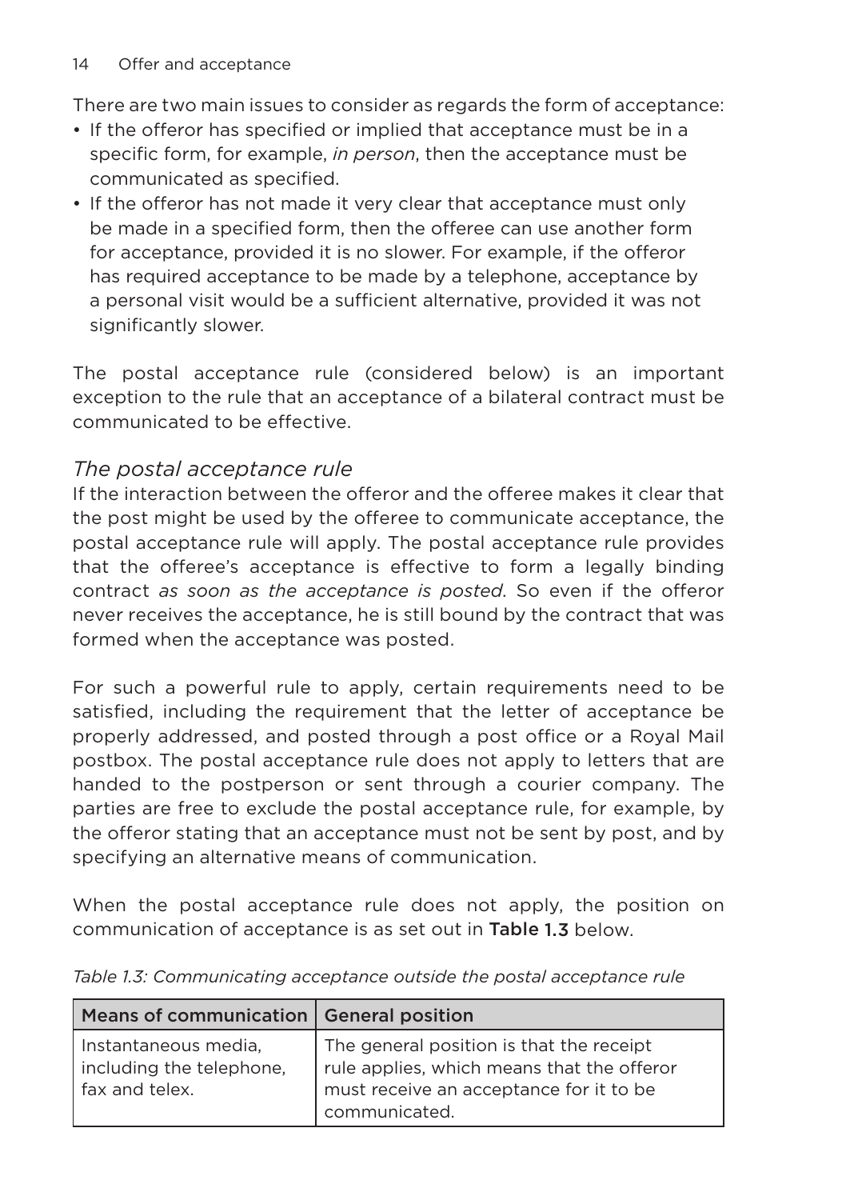There are two main issues to consider as regards the form of acceptance:

- If the offeror has specified or implied that acceptance must be in a specific form, for example, *in person*, then the acceptance must be communicated as specified.
- If the offeror has not made it very clear that acceptance must only be made in a specified form, then the offeree can use another form for acceptance, provided it is no slower. For example, if the offeror has required acceptance to be made by a telephone, acceptance by a personal visit would be a sufficient alternative, provided it was not significantly slower.

The postal acceptance rule (considered below) is an important exception to the rule that an acceptance of a bilateral contract must be communicated to be effective.

### *The postal acceptance rule*

If the interaction between the offeror and the offeree makes it clear that the post might be used by the offeree to communicate acceptance, the postal acceptance rule will apply. The postal acceptance rule provides that the offeree's acceptance is effective to form a legally binding contract *as soon as the acceptance is posted*. So even if the offeror never receives the acceptance, he is still bound by the contract that was formed when the acceptance was posted.

For such a powerful rule to apply, certain requirements need to be satisfied, including the requirement that the letter of acceptance be properly addressed, and posted through a post office or a Royal Mail postbox. The postal acceptance rule does not apply to letters that are handed to the postperson or sent through a courier company. The parties are free to exclude the postal acceptance rule, for example, by the offeror stating that an acceptance must not be sent by post, and by specifying an alternative means of communication.

When the postal acceptance rule does not apply, the position on communication of acceptance is as set out in **Table 1.3** below.

*Table 1.3: Communicating acceptance outside the postal acceptance rule*

| Means of communication | General position |
| --- | --- |
| Instantaneous media, including the telephone, fax and telex. | The general position is that the receipt rule applies, which means that the offeror must receive an acceptance for it to be communicated. |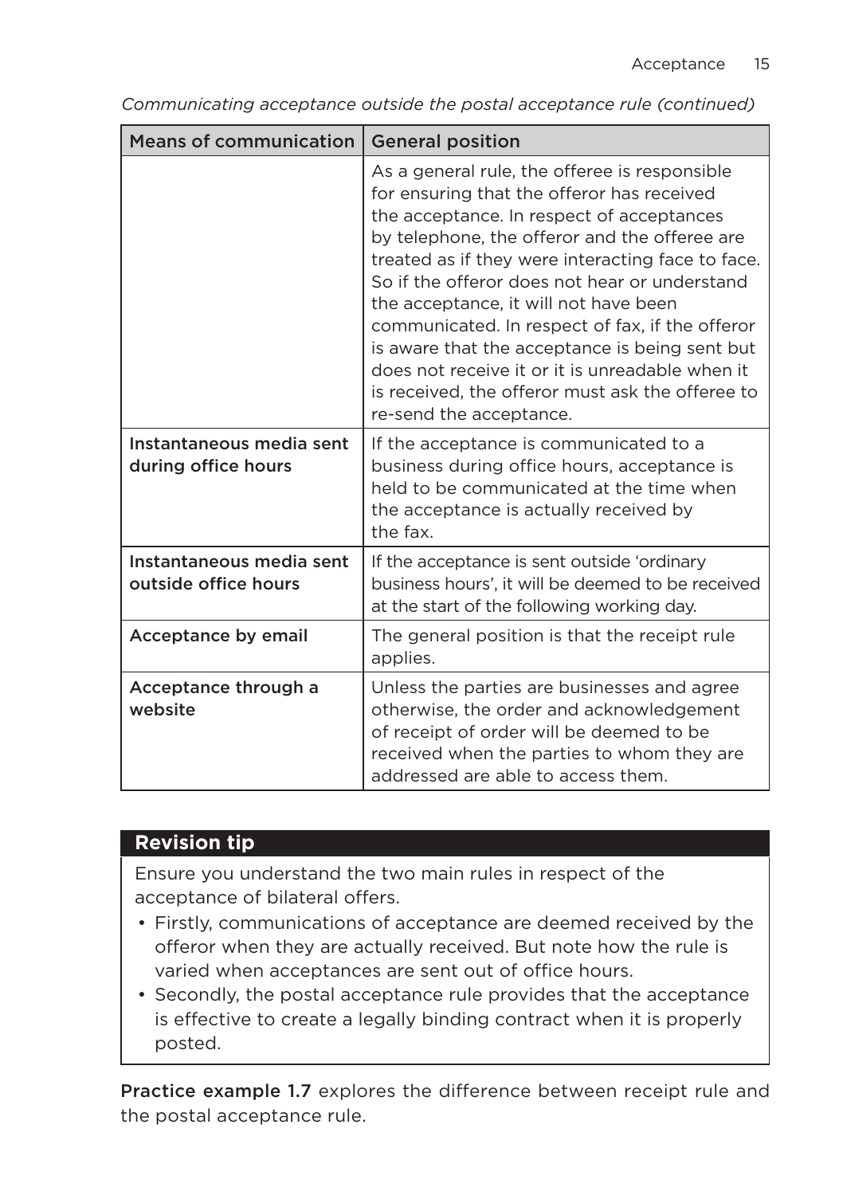*Communicating acceptance outside the postal acceptance rule (continued)*

| Means of communication | General position |
|---|---|
| | As a general rule, the offeree is responsible for ensuring that the offeror has received the acceptance. In respect of acceptances by telephone, the offeror and the offeree are treated as if they were interacting face to face. So if the offeror does not hear or understand the acceptance, it will not have been communicated. In respect of fax, if the offeror is aware that the acceptance is being sent but does not receive it or it is unreadable when it is received, the offeror must ask the offeree to re-send the acceptance. |
| Instantaneous media sent during office hours | If the acceptance is communicated to a business during office hours, acceptance is held to be communicated at the time when the acceptance is actually received by the fax. |
| Instantaneous media sent outside office hours | If the acceptance is sent outside 'ordinary business hours', it will be deemed to be received at the start of the following working day. |
| Acceptance by email | The general position is that the receipt rule applies. |
| Acceptance through a website | Unless the parties are businesses and agree otherwise, the order and acknowledgement of receipt of order will be deemed to be received when the parties to whom they are addressed are able to access them. |

**Revision tip**

Ensure you understand the two main rules in respect of the acceptance of bilateral offers.

- Firstly, communications of acceptance are deemed received by the offeror when they are actually received. But note how the rule is varied when acceptances are sent out of office hours.
- Secondly, the postal acceptance rule provides that the acceptance is effective to create a legally binding contract when it is properly posted.

**Practice example 1.7** explores the difference between receipt rule and the postal acceptance rule.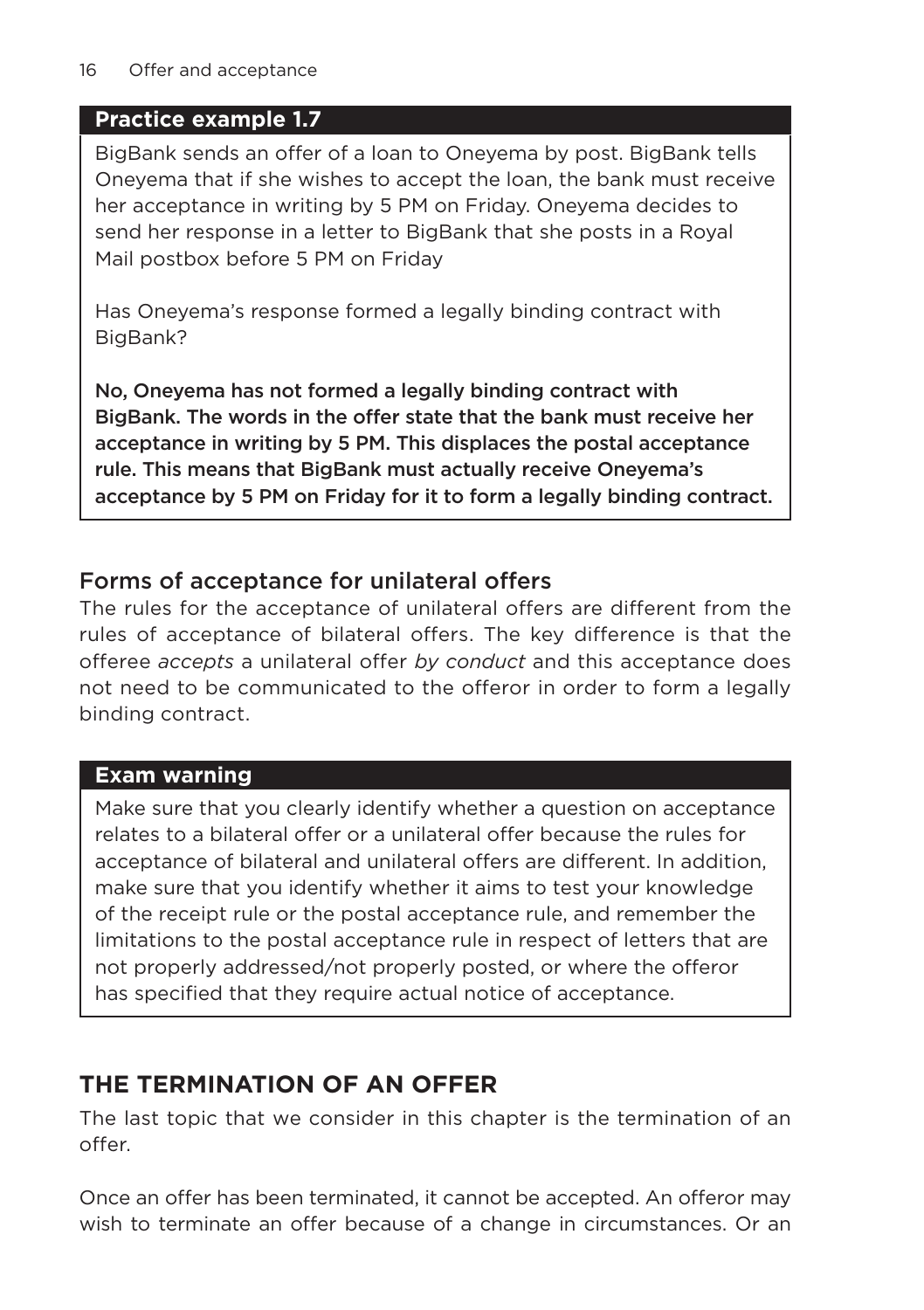**Practice example 1.7**

BigBank sends an offer of a loan to Oneyema by post. BigBank tells Oneyema that if she wishes to accept the loan, the bank must receive her acceptance in writing by 5 PM on Friday. Oneyema decides to send her response in a letter to BigBank that she posts in a Royal Mail postbox before 5 PM on Friday

Has Oneyema's response formed a legally binding contract with BigBank?

**No, Oneyema has not formed a legally binding contract with BigBank. The words in the offer state that the bank must receive her acceptance in writing by 5 PM. This displaces the postal acceptance rule. This means that BigBank must actually receive Oneyema's acceptance by 5 PM on Friday for it to form a legally binding contract.**

### Forms of acceptance for unilateral offers

The rules for the acceptance of unilateral offers are different from the rules of acceptance of bilateral offers. The key difference is that the offeree *accepts* a unilateral offer *by conduct* and this acceptance does not need to be communicated to the offeror in order to form a legally binding contract.

**Exam warning**

Make sure that you clearly identify whether a question on acceptance relates to a bilateral offer or a unilateral offer because the rules for acceptance of bilateral and unilateral offers are different. In addition, make sure that you identify whether it aims to test your knowledge of the receipt rule or the postal acceptance rule, and remember the limitations to the postal acceptance rule in respect of letters that are not properly addressed/not properly posted, or where the offeror has specified that they require actual notice of acceptance.

## THE TERMINATION OF AN OFFER

The last topic that we consider in this chapter is the termination of an offer.

Once an offer has been terminated, it cannot be accepted. An offeror may wish to terminate an offer because of a change in circumstances. Or an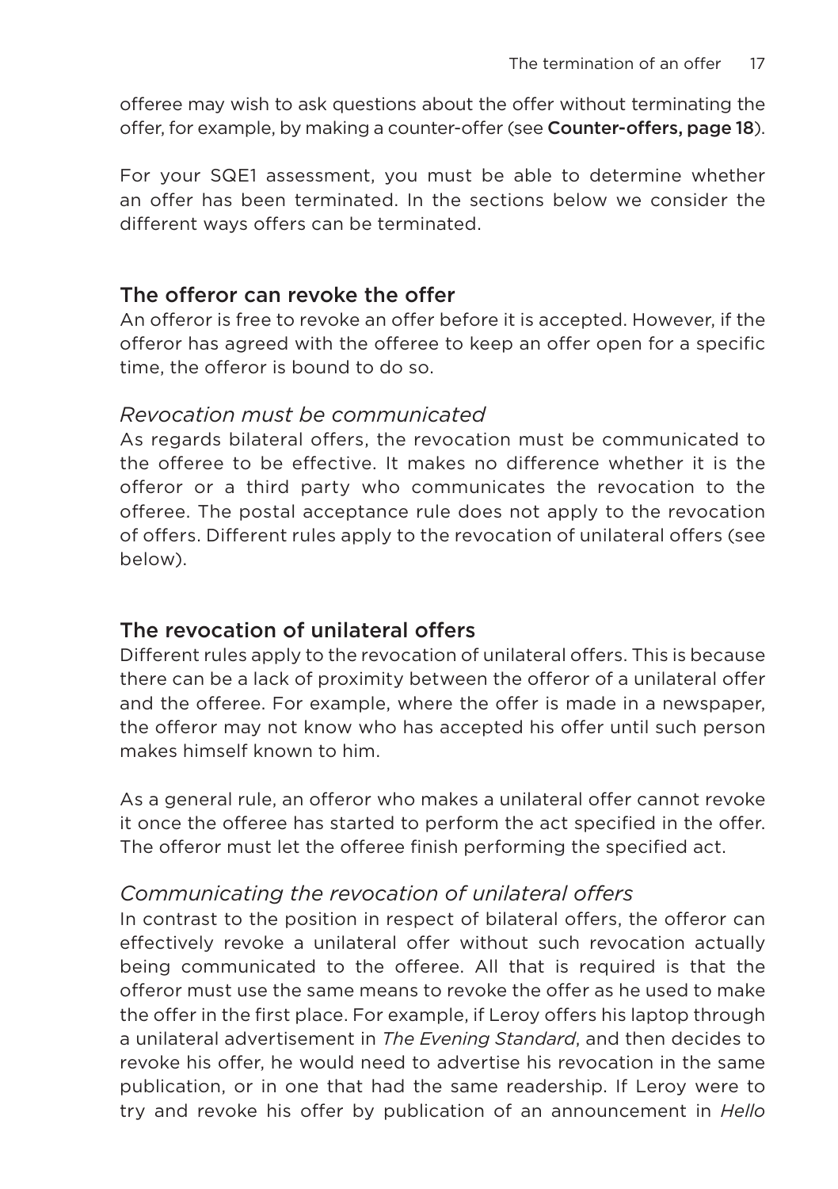offeree may wish to ask questions about the offer without terminating the offer, for example, by making a counter-offer (see **Counter-offers, page 18**).

For your SQE1 assessment, you must be able to determine whether an offer has been terminated. In the sections below we consider the different ways offers can be terminated.

## The offeror can revoke the offer

An offeror is free to revoke an offer before it is accepted. However, if the offeror has agreed with the offeree to keep an offer open for a specific time, the offeror is bound to do so.

### *Revocation must be communicated*

As regards bilateral offers, the revocation must be communicated to the offeree to be effective. It makes no difference whether it is the offeror or a third party who communicates the revocation to the offeree. The postal acceptance rule does not apply to the revocation of offers. Different rules apply to the revocation of unilateral offers (see below).

## The revocation of unilateral offers

Different rules apply to the revocation of unilateral offers. This is because there can be a lack of proximity between the offeror of a unilateral offer and the offeree. For example, where the offer is made in a newspaper, the offeror may not know who has accepted his offer until such person makes himself known to him.

As a general rule, an offeror who makes a unilateral offer cannot revoke it once the offeree has started to perform the act specified in the offer. The offeror must let the offeree finish performing the specified act.

### *Communicating the revocation of unilateral offers*

In contrast to the position in respect of bilateral offers, the offeror can effectively revoke a unilateral offer without such revocation actually being communicated to the offeree. All that is required is that the offeror must use the same means to revoke the offer as he used to make the offer in the first place. For example, if Leroy offers his laptop through a unilateral advertisement in *The Evening Standard*, and then decides to revoke his offer, he would need to advertise his revocation in the same publication, or in one that had the same readership. If Leroy were to try and revoke his offer by publication of an announcement in *Hello*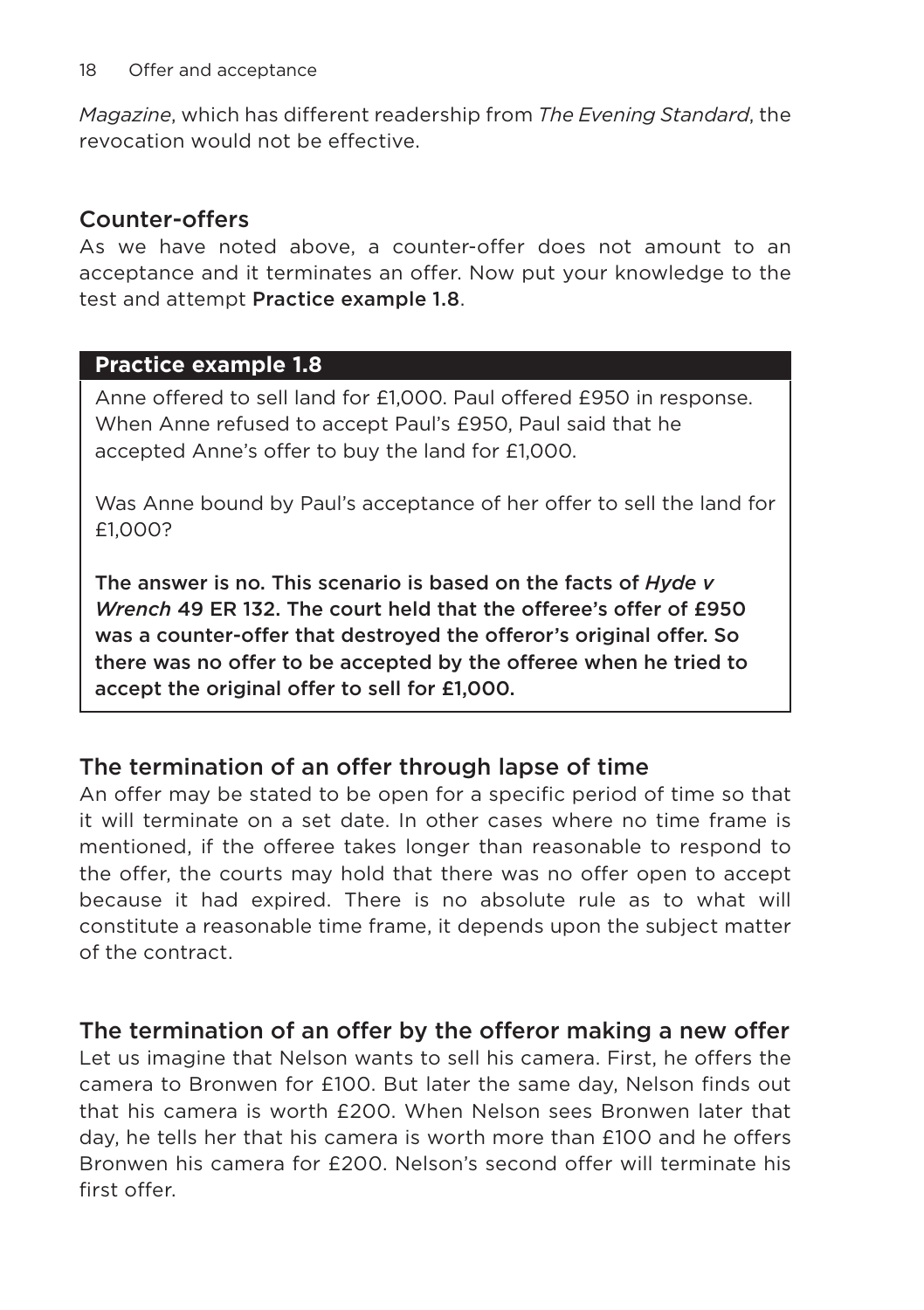*Magazine*, which has different readership from *The Evening Standard*, the revocation would not be effective.

## Counter-offers

As we have noted above, a counter-offer does not amount to an acceptance and it terminates an offer. Now put your knowledge to the test and attempt **Practice example 1.8**.

> **Practice example 1.8**
>
> Anne offered to sell land for £1,000. Paul offered £950 in response. When Anne refused to accept Paul's £950, Paul said that he accepted Anne's offer to buy the land for £1,000.
>
> Was Anne bound by Paul's acceptance of her offer to sell the land for £1,000?
>
> **The answer is no. This scenario is based on the facts of *Hyde v Wrench* 49 ER 132. The court held that the offeree's offer of £950 was a counter-offer that destroyed the offeror's original offer. So there was no offer to be accepted by the offeree when he tried to accept the original offer to sell for £1,000.**

## The termination of an offer through lapse of time

An offer may be stated to be open for a specific period of time so that it will terminate on a set date. In other cases where no time frame is mentioned, if the offeree takes longer than reasonable to respond to the offer, the courts may hold that there was no offer open to accept because it had expired. There is no absolute rule as to what will constitute a reasonable time frame, it depends upon the subject matter of the contract.

## The termination of an offer by the offeror making a new offer

Let us imagine that Nelson wants to sell his camera. First, he offers the camera to Bronwen for £100. But later the same day, Nelson finds out that his camera is worth £200. When Nelson sees Bronwen later that day, he tells her that his camera is worth more than £100 and he offers Bronwen his camera for £200. Nelson's second offer will terminate his first offer.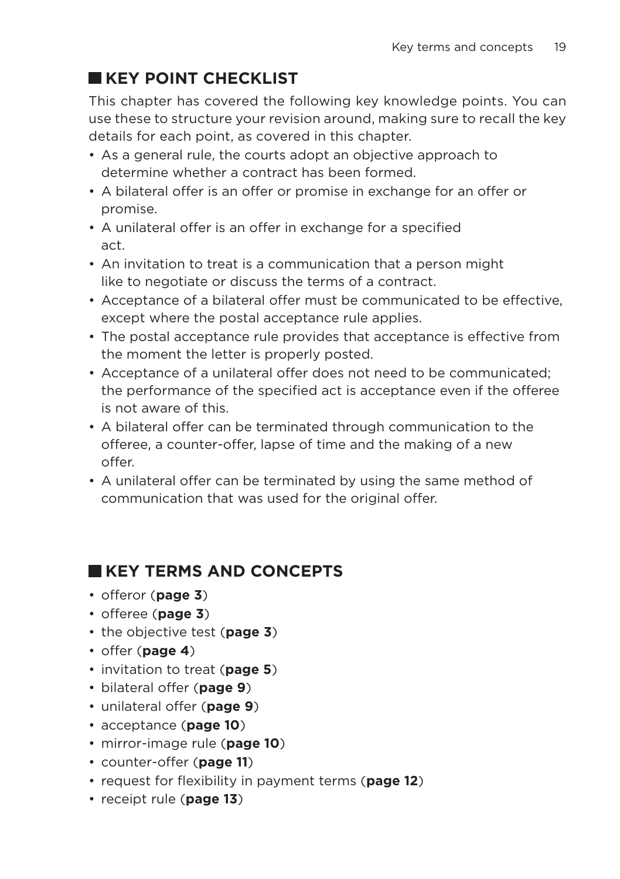## KEY POINT CHECKLIST

This chapter has covered the following key knowledge points. You can use these to structure your revision around, making sure to recall the key details for each point, as covered in this chapter.

- As a general rule, the courts adopt an objective approach to determine whether a contract has been formed.
- A bilateral offer is an offer or promise in exchange for an offer or promise.
- A unilateral offer is an offer in exchange for a specified act.
- An invitation to treat is a communication that a person might like to negotiate or discuss the terms of a contract.
- Acceptance of a bilateral offer must be communicated to be effective, except where the postal acceptance rule applies.
- The postal acceptance rule provides that acceptance is effective from the moment the letter is properly posted.
- Acceptance of a unilateral offer does not need to be communicated; the performance of the specified act is acceptance even if the offeree is not aware of this.
- A bilateral offer can be terminated through communication to the offeree, a counter-offer, lapse of time and the making of a new offer.
- A unilateral offer can be terminated by using the same method of communication that was used for the original offer.

## KEY TERMS AND CONCEPTS

- offeror (**page 3**)
- offeree (**page 3**)
- the objective test (**page 3**)
- offer (**page 4**)
- invitation to treat (**page 5**)
- bilateral offer (**page 9**)
- unilateral offer (**page 9**)
- acceptance (**page 10**)
- mirror-image rule (**page 10**)
- counter-offer (**page 11**)
- request for flexibility in payment terms (**page 12**)
- receipt rule (**page 13**)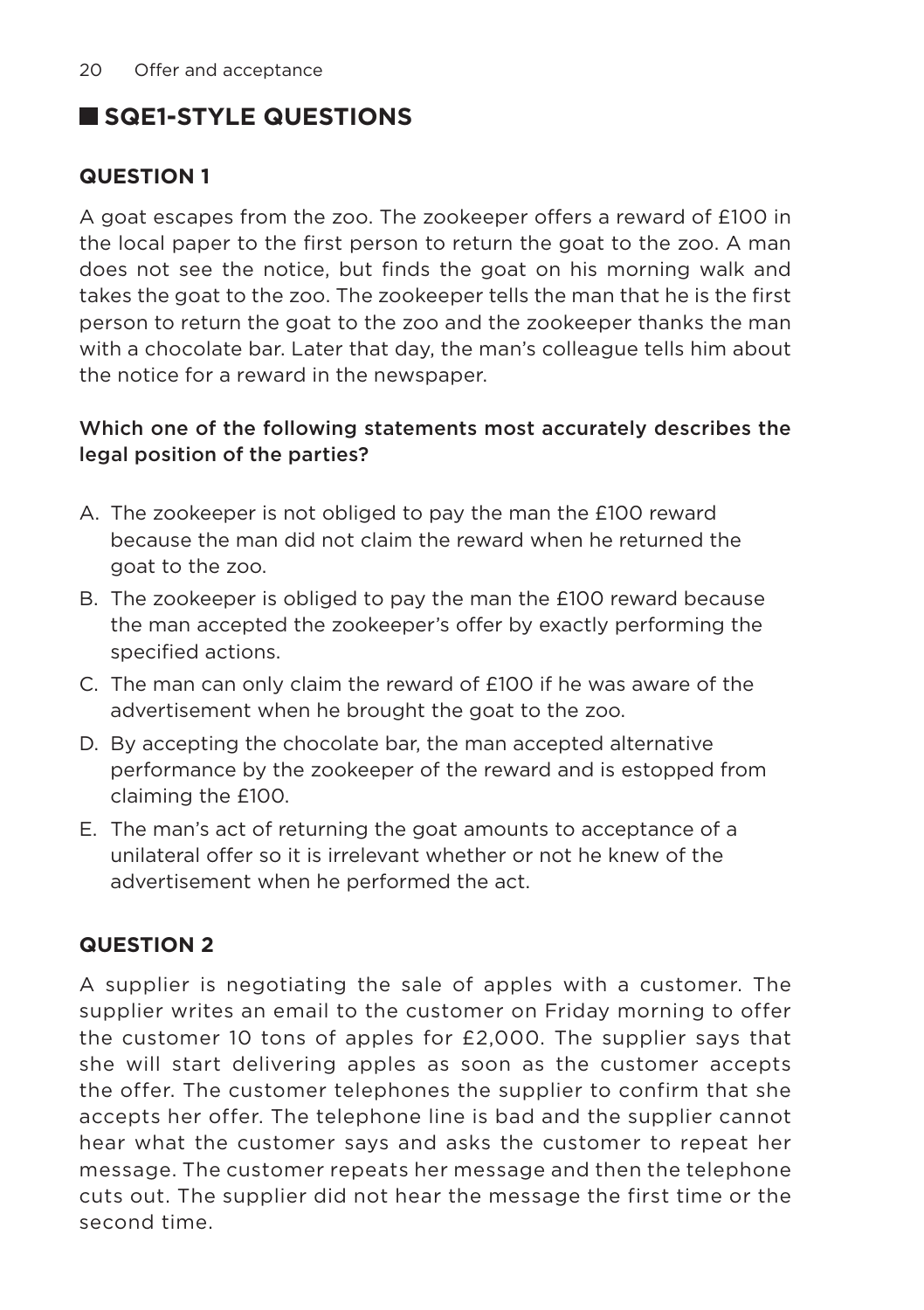## SQE1-STYLE QUESTIONS

### QUESTION 1

A goat escapes from the zoo. The zookeeper offers a reward of £100 in the local paper to the first person to return the goat to the zoo. A man does not see the notice, but finds the goat on his morning walk and takes the goat to the zoo. The zookeeper tells the man that he is the first person to return the goat to the zoo and the zookeeper thanks the man with a chocolate bar. Later that day, the man's colleague tells him about the notice for a reward in the newspaper.

Which one of the following statements most accurately describes the legal position of the parties?

A. The zookeeper is not obliged to pay the man the £100 reward because the man did not claim the reward when he returned the goat to the zoo.

B. The zookeeper is obliged to pay the man the £100 reward because the man accepted the zookeeper's offer by exactly performing the specified actions.

C. The man can only claim the reward of £100 if he was aware of the advertisement when he brought the goat to the zoo.

D. By accepting the chocolate bar, the man accepted alternative performance by the zookeeper of the reward and is estopped from claiming the £100.

E. The man's act of returning the goat amounts to acceptance of a unilateral offer so it is irrelevant whether or not he knew of the advertisement when he performed the act.

### QUESTION 2

A supplier is negotiating the sale of apples with a customer. The supplier writes an email to the customer on Friday morning to offer the customer 10 tons of apples for £2,000. The supplier says that she will start delivering apples as soon as the customer accepts the offer. The customer telephones the supplier to confirm that she accepts her offer. The telephone line is bad and the supplier cannot hear what the customer says and asks the customer to repeat her message. The customer repeats her message and then the telephone cuts out. The supplier did not hear the message the first time or the second time.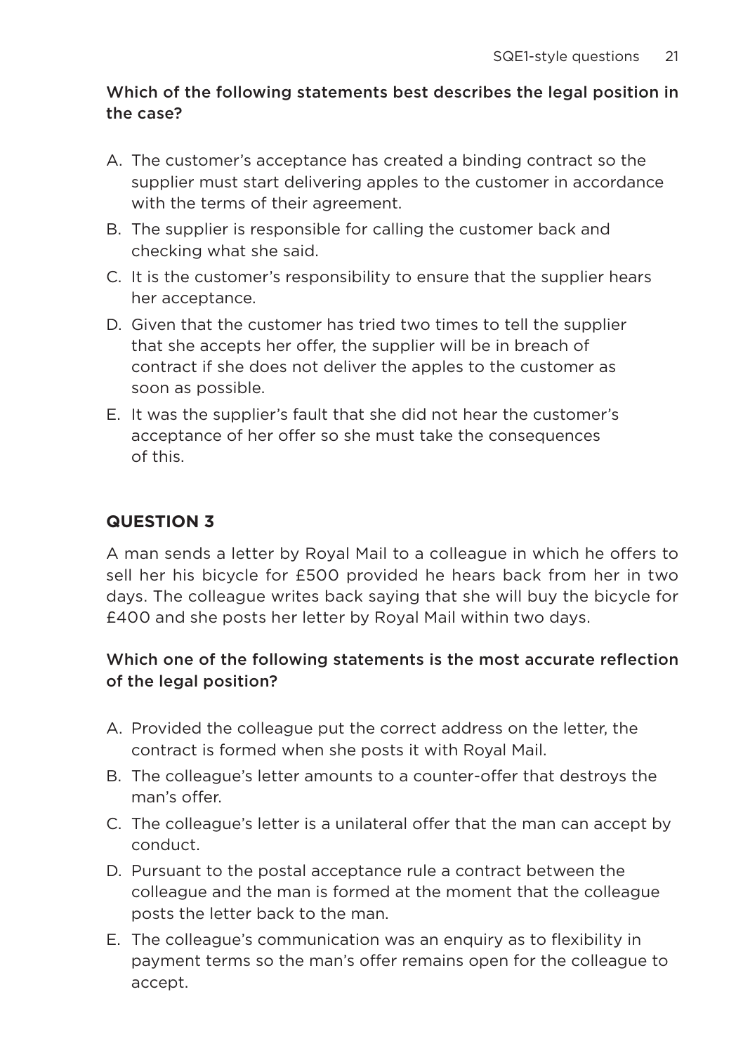**Which of the following statements best describes the legal position in the case?**

A. The customer's acceptance has created a binding contract so the supplier must start delivering apples to the customer in accordance with the terms of their agreement.

B. The supplier is responsible for calling the customer back and checking what she said.

C. It is the customer's responsibility to ensure that the supplier hears her acceptance.

D. Given that the customer has tried two times to tell the supplier that she accepts her offer, the supplier will be in breach of contract if she does not deliver the apples to the customer as soon as possible.

E. It was the supplier's fault that she did not hear the customer's acceptance of her offer so she must take the consequences of this.

## QUESTION 3

A man sends a letter by Royal Mail to a colleague in which he offers to sell her his bicycle for £500 provided he hears back from her in two days. The colleague writes back saying that she will buy the bicycle for £400 and she posts her letter by Royal Mail within two days.

**Which one of the following statements is the most accurate reflection of the legal position?**

A. Provided the colleague put the correct address on the letter, the contract is formed when she posts it with Royal Mail.

B. The colleague's letter amounts to a counter-offer that destroys the man's offer.

C. The colleague's letter is a unilateral offer that the man can accept by conduct.

D. Pursuant to the postal acceptance rule a contract between the colleague and the man is formed at the moment that the colleague posts the letter back to the man.

E. The colleague's communication was an enquiry as to flexibility in payment terms so the man's offer remains open for the colleague to accept.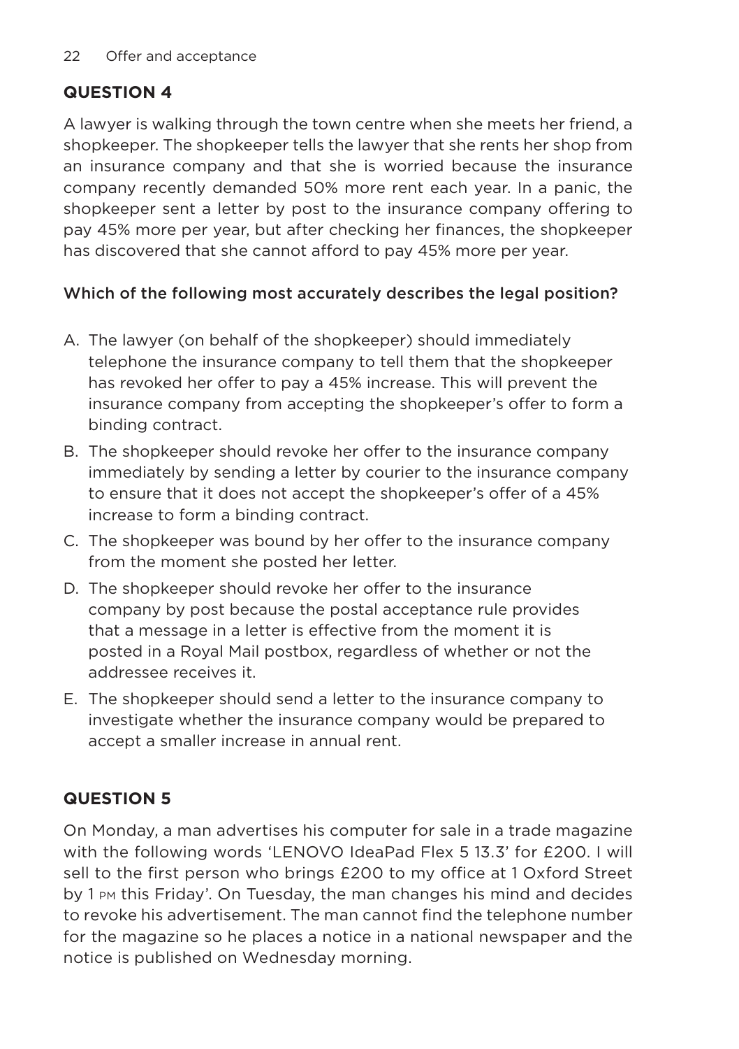## QUESTION 4

A lawyer is walking through the town centre when she meets her friend, a shopkeeper. The shopkeeper tells the lawyer that she rents her shop from an insurance company and that she is worried because the insurance company recently demanded 50% more rent each year. In a panic, the shopkeeper sent a letter by post to the insurance company offering to pay 45% more per year, but after checking her finances, the shopkeeper has discovered that she cannot afford to pay 45% more per year.

Which of the following most accurately describes the legal position?

A. The lawyer (on behalf of the shopkeeper) should immediately telephone the insurance company to tell them that the shopkeeper has revoked her offer to pay a 45% increase. This will prevent the insurance company from accepting the shopkeeper's offer to form a binding contract.

B. The shopkeeper should revoke her offer to the insurance company immediately by sending a letter by courier to the insurance company to ensure that it does not accept the shopkeeper's offer of a 45% increase to form a binding contract.

C. The shopkeeper was bound by her offer to the insurance company from the moment she posted her letter.

D. The shopkeeper should revoke her offer to the insurance company by post because the postal acceptance rule provides that a message in a letter is effective from the moment it is posted in a Royal Mail postbox, regardless of whether or not the addressee receives it.

E. The shopkeeper should send a letter to the insurance company to investigate whether the insurance company would be prepared to accept a smaller increase in annual rent.

## QUESTION 5

On Monday, a man advertises his computer for sale in a trade magazine with the following words 'LENOVO IdeaPad Flex 5 13.3' for £200. I will sell to the first person who brings £200 to my office at 1 Oxford Street by 1 PM this Friday'. On Tuesday, the man changes his mind and decides to revoke his advertisement. The man cannot find the telephone number for the magazine so he places a notice in a national newspaper and the notice is published on Wednesday morning.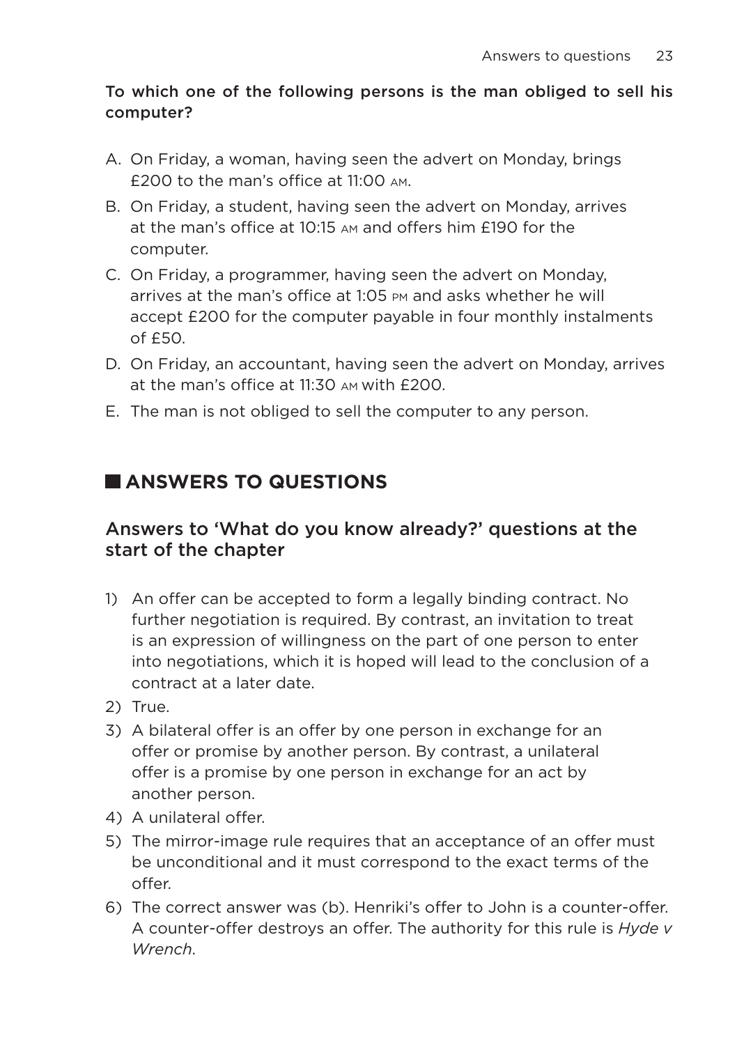**To which one of the following persons is the man obliged to sell his computer?**

A. On Friday, a woman, having seen the advert on Monday, brings £200 to the man's office at 11:00 AM.

B. On Friday, a student, having seen the advert on Monday, arrives at the man's office at 10:15 AM and offers him £190 for the computer.

C. On Friday, a programmer, having seen the advert on Monday, arrives at the man's office at 1:05 PM and asks whether he will accept £200 for the computer payable in four monthly instalments of £50.

D. On Friday, an accountant, having seen the advert on Monday, arrives at the man's office at 11:30 AM with £200.

E. The man is not obliged to sell the computer to any person.

## ANSWERS TO QUESTIONS

### Answers to 'What do you know already?' questions at the start of the chapter

1) An offer can be accepted to form a legally binding contract. No further negotiation is required. By contrast, an invitation to treat is an expression of willingness on the part of one person to enter into negotiations, which it is hoped will lead to the conclusion of a contract at a later date.
2) True.
3) A bilateral offer is an offer by one person in exchange for an offer or promise by another person. By contrast, a unilateral offer is a promise by one person in exchange for an act by another person.
4) A unilateral offer.
5) The mirror-image rule requires that an acceptance of an offer must be unconditional and it must correspond to the exact terms of the offer.
6) The correct answer was (b). Henriki's offer to John is a counter-offer. A counter-offer destroys an offer. The authority for this rule is *Hyde v Wrench*.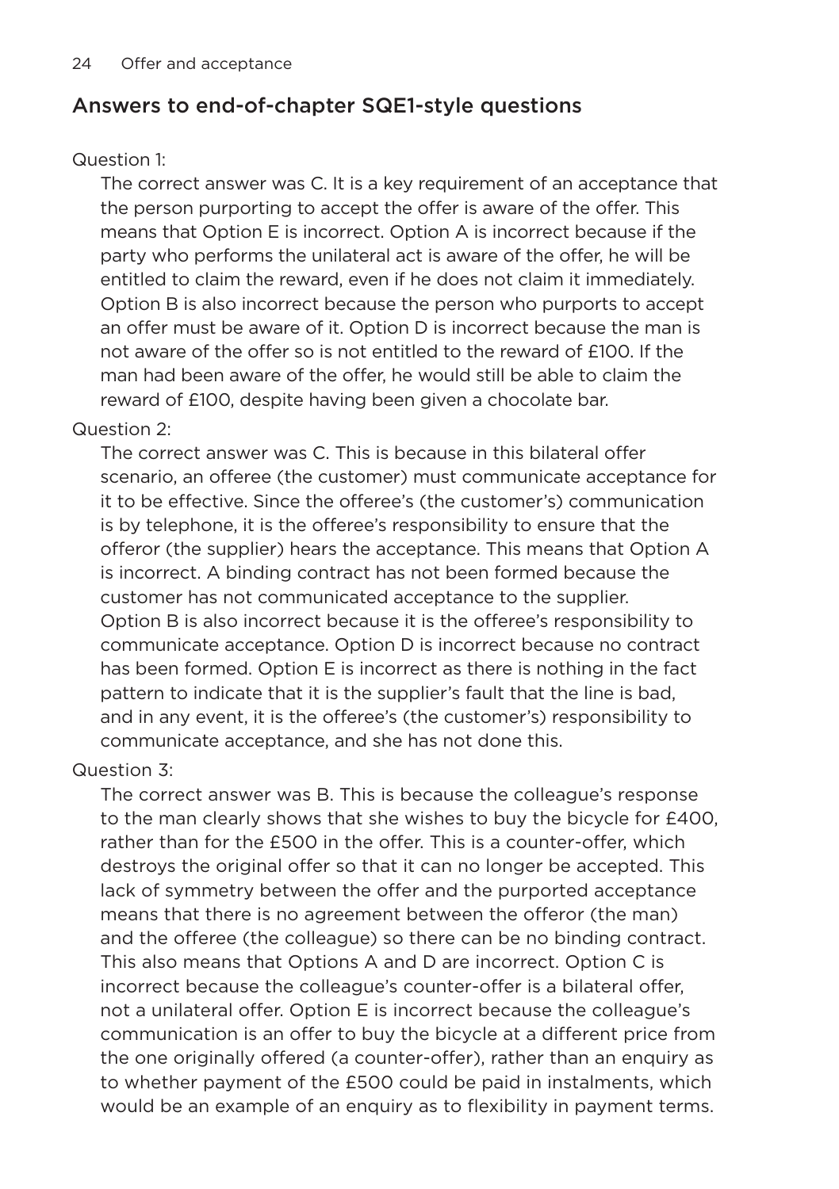## Answers to end-of-chapter SQE1-style questions

Question 1:

The correct answer was C. It is a key requirement of an acceptance that the person purporting to accept the offer is aware of the offer. This means that Option E is incorrect. Option A is incorrect because if the party who performs the unilateral act is aware of the offer, he will be entitled to claim the reward, even if he does not claim it immediately. Option B is also incorrect because the person who purports to accept an offer must be aware of it. Option D is incorrect because the man is not aware of the offer so is not entitled to the reward of £100. If the man had been aware of the offer, he would still be able to claim the reward of £100, despite having been given a chocolate bar.

Question 2:

The correct answer was C. This is because in this bilateral offer scenario, an offeree (the customer) must communicate acceptance for it to be effective. Since the offeree's (the customer's) communication is by telephone, it is the offeree's responsibility to ensure that the offeror (the supplier) hears the acceptance. This means that Option A is incorrect. A binding contract has not been formed because the customer has not communicated acceptance to the supplier. Option B is also incorrect because it is the offeree's responsibility to communicate acceptance. Option D is incorrect because no contract has been formed. Option E is incorrect as there is nothing in the fact pattern to indicate that it is the supplier's fault that the line is bad, and in any event, it is the offeree's (the customer's) responsibility to communicate acceptance, and she has not done this.

Question 3:

The correct answer was B. This is because the colleague's response to the man clearly shows that she wishes to buy the bicycle for £400, rather than for the £500 in the offer. This is a counter-offer, which destroys the original offer so that it can no longer be accepted. This lack of symmetry between the offer and the purported acceptance means that there is no agreement between the offeror (the man) and the offeree (the colleague) so there can be no binding contract. This also means that Options A and D are incorrect. Option C is incorrect because the colleague's counter-offer is a bilateral offer, not a unilateral offer. Option E is incorrect because the colleague's communication is an offer to buy the bicycle at a different price from the one originally offered (a counter-offer), rather than an enquiry as to whether payment of the £500 could be paid in instalments, which would be an example of an enquiry as to flexibility in payment terms.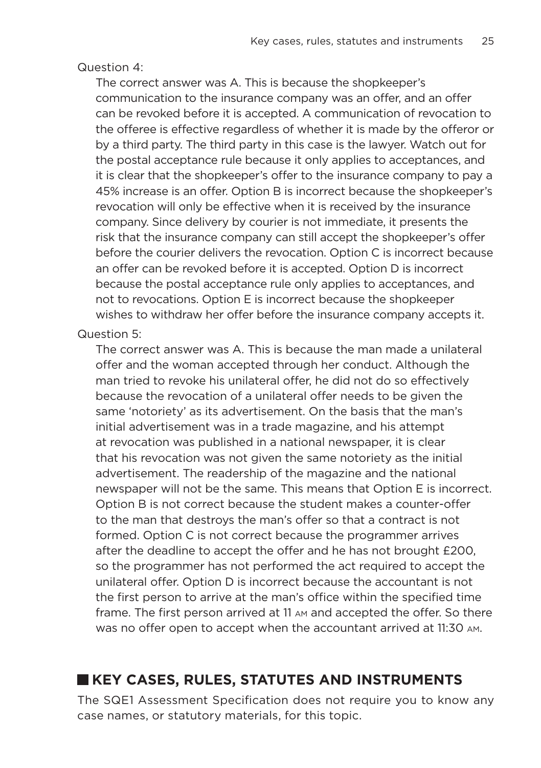Question 4:

The correct answer was A. This is because the shopkeeper's communication to the insurance company was an offer, and an offer can be revoked before it is accepted. A communication of revocation to the offeree is effective regardless of whether it is made by the offeror or by a third party. The third party in this case is the lawyer. Watch out for the postal acceptance rule because it only applies to acceptances, and it is clear that the shopkeeper's offer to the insurance company to pay a 45% increase is an offer. Option B is incorrect because the shopkeeper's revocation will only be effective when it is received by the insurance company. Since delivery by courier is not immediate, it presents the risk that the insurance company can still accept the shopkeeper's offer before the courier delivers the revocation. Option C is incorrect because an offer can be revoked before it is accepted. Option D is incorrect because the postal acceptance rule only applies to acceptances, and not to revocations. Option E is incorrect because the shopkeeper wishes to withdraw her offer before the insurance company accepts it.

Question 5:

The correct answer was A. This is because the man made a unilateral offer and the woman accepted through her conduct. Although the man tried to revoke his unilateral offer, he did not do so effectively because the revocation of a unilateral offer needs to be given the same 'notoriety' as its advertisement. On the basis that the man's initial advertisement was in a trade magazine, and his attempt at revocation was published in a national newspaper, it is clear that his revocation was not given the same notoriety as the initial advertisement. The readership of the magazine and the national newspaper will not be the same. This means that Option E is incorrect. Option B is not correct because the student makes a counter-offer to the man that destroys the man's offer so that a contract is not formed. Option C is not correct because the programmer arrives after the deadline to accept the offer and he has not brought £200, so the programmer has not performed the act required to accept the unilateral offer. Option D is incorrect because the accountant is not the first person to arrive at the man's office within the specified time frame. The first person arrived at 11 AM and accepted the offer. So there was no offer open to accept when the accountant arrived at 11:30 AM.

## KEY CASES, RULES, STATUTES AND INSTRUMENTS

The SQE1 Assessment Specification does not require you to know any case names, or statutory materials, for this topic.